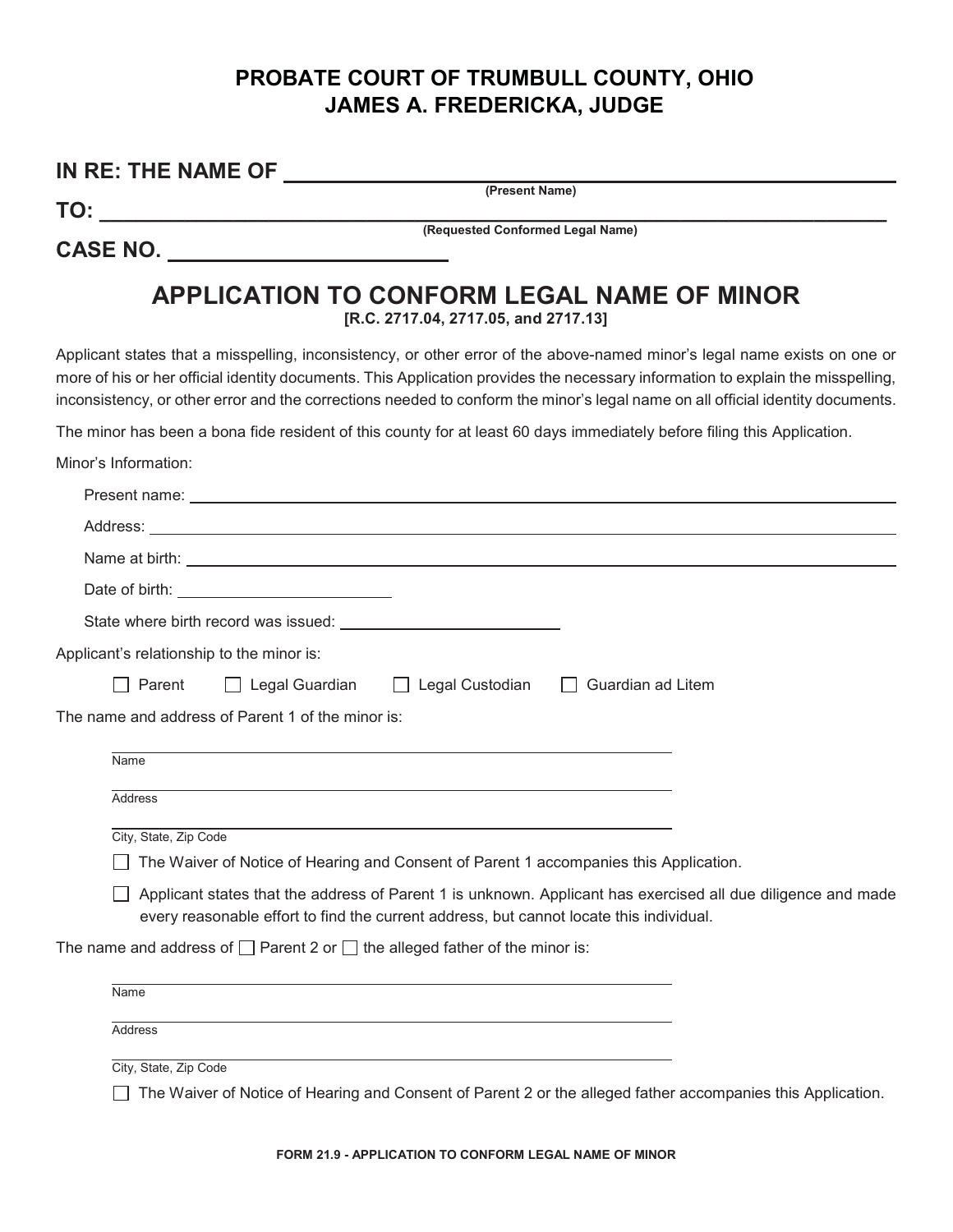# PROBATE COURT OF TRUMBULL COUNTY, OHIO
# JAMES A. FREDERICKA, JUDGE

**IN RE: THE NAME OF** ______________________________________________
(Present Name)

**TO:** ______________________________________________
(Requested Conformed Legal Name)

**CASE NO.** ______________________

## APPLICATION TO CONFORM LEGAL NAME OF MINOR

**[R.C. 2717.04, 2717.05, and 2717.13]**

Applicant states that a misspelling, inconsistency, or other error of the above-named minor's legal name exists on one or more of his or her official identity documents. This Application provides the necessary information to explain the misspelling, inconsistency, or other error and the corrections needed to conform the minor's legal name on all official identity documents.

The minor has been a bona fide resident of this county for at least 60 days immediately before filing this Application.

Minor's Information:

Present name: ______________________________________________

Address: ______________________________________________

Name at birth: ______________________________________________

Date of birth: ______________________

State where birth record was issued: ______________________

Applicant's relationship to the minor is:

☐ Parent ☐ Legal Guardian ☐ Legal Custodian ☐ Guardian ad Litem

The name and address of Parent 1 of the minor is:

______________________________________________
Name

______________________________________________
Address

______________________________________________
City, State, Zip Code

☐ The Waiver of Notice of Hearing and Consent of Parent 1 accompanies this Application.

☐ Applicant states that the address of Parent 1 is unknown. Applicant has exercised all due diligence and made every reasonable effort to find the current address, but cannot locate this individual.

The name and address of ☐ Parent 2 or ☐ the alleged father of the minor is:

______________________________________________
Name

______________________________________________
Address

______________________________________________
City, State, Zip Code

☐ The Waiver of Notice of Hearing and Consent of Parent 2 or the alleged father accompanies this Application.

FORM 21.9 - APPLICATION TO CONFORM LEGAL NAME OF MINOR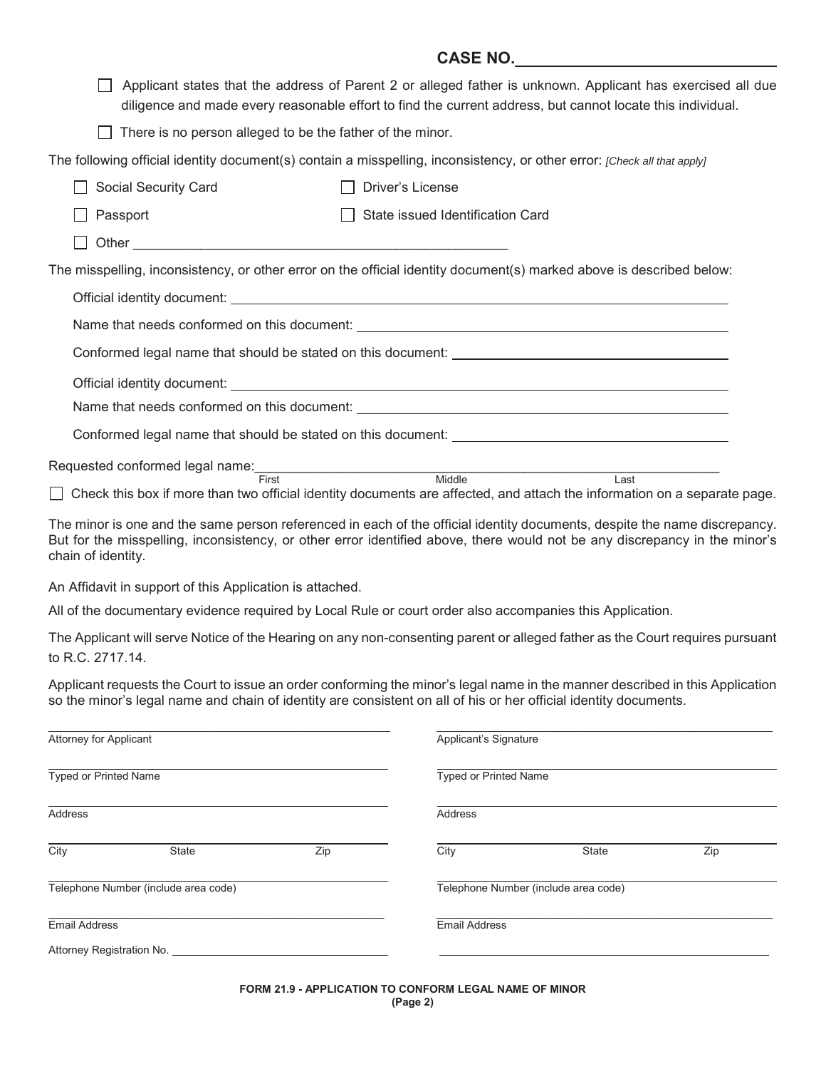**CASE NO.** ______________________________

☐ Applicant states that the address of Parent 2 or alleged father is unknown. Applicant has exercised all due diligence and made every reasonable effort to find the current address, but cannot locate this individual.

☐ There is no person alleged to be the father of the minor.

The following official identity document(s) contain a misspelling, inconsistency, or other error: *[Check all that apply]*

☐ Social Security Card ☐ Driver's License

☐ Passport ☐ State issued Identification Card

☐ Other ______________________________________________

The misspelling, inconsistency, or other error on the official identity document(s) marked above is described below:

Official identity document: ______________________________________________

Name that needs conformed on this document: ______________________________________________

Conformed legal name that should be stated on this document: ______________________________________________

Official identity document: ______________________________________________

Name that needs conformed on this document: ______________________________________________

Conformed legal name that should be stated on this document: ______________________________________________

Requested conformed legal name: ______________________________________________
First Middle Last

☐ Check this box if more than two official identity documents are affected, and attach the information on a separate page.

The minor is one and the same person referenced in each of the official identity documents, despite the name discrepancy. But for the misspelling, inconsistency, or other error identified above, there would not be any discrepancy in the minor's chain of identity.

An Affidavit in support of this Application is attached.

All of the documentary evidence required by Local Rule or court order also accompanies this Application.

The Applicant will serve Notice of the Hearing on any non-consenting parent or alleged father as the Court requires pursuant to R.C. 2717.14.

Applicant requests the Court to issue an order conforming the minor's legal name in the manner described in this Application so the minor's legal name and chain of identity are consistent on all of his or her official identity documents.

| | |
|---|---|
| Attorney for Applicant | Applicant's Signature |
| Typed or Printed Name | Typed or Printed Name |
| Address | Address |
| City State Zip | City State Zip |
| Telephone Number (include area code) | Telephone Number (include area code) |
| Email Address | Email Address |
| Attorney Registration No. ______________ | ______________ |

**FORM 21.9 - APPLICATION TO CONFORM LEGAL NAME OF MINOR**
**(Page 2)**